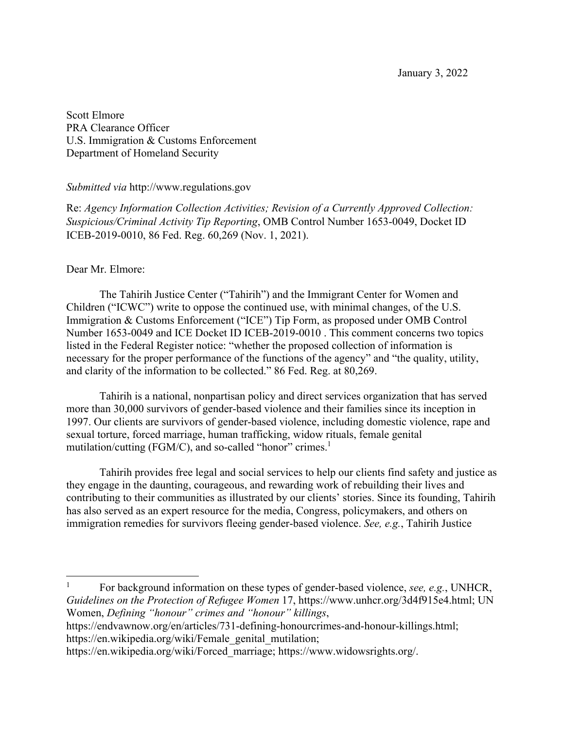January 3, 2022

Scott Elmore
PRA Clearance Officer
U.S. Immigration & Customs Enforcement
Department of Homeland Security

*Submitted via* http://www.regulations.gov

Re: *Agency Information Collection Activities; Revision of a Currently Approved Collection: Suspicious/Criminal Activity Tip Reporting*, OMB Control Number 1653-0049, Docket ID ICEB-2019-0010, 86 Fed. Reg. 60,269 (Nov. 1, 2021).

Dear Mr. Elmore:

The Tahirih Justice Center ("Tahirih") and the Immigrant Center for Women and Children ("ICWC") write to oppose the continued use, with minimal changes, of the U.S. Immigration & Customs Enforcement ("ICE") Tip Form, as proposed under OMB Control Number 1653-0049 and ICE Docket ID ICEB-2019-0010 . This comment concerns two topics listed in the Federal Register notice: "whether the proposed collection of information is necessary for the proper performance of the functions of the agency" and "the quality, utility, and clarity of the information to be collected." 86 Fed. Reg. at 80,269.

Tahirih is a national, nonpartisan policy and direct services organization that has served more than 30,000 survivors of gender-based violence and their families since its inception in 1997. Our clients are survivors of gender-based violence, including domestic violence, rape and sexual torture, forced marriage, human trafficking, widow rituals, female genital mutilation/cutting (FGM/C), and so-called "honor" crimes.[1]

Tahirih provides free legal and social services to help our clients find safety and justice as they engage in the daunting, courageous, and rewarding work of rebuilding their lives and contributing to their communities as illustrated by our clients' stories. Since its founding, Tahirih has also served as an expert resource for the media, Congress, policymakers, and others on immigration remedies for survivors fleeing gender-based violence. *See, e.g.*, Tahirih Justice

---

[1] For background information on these types of gender-based violence, *see, e.g.*, UNHCR, *Guidelines on the Protection of Refugee Women* 17, https://www.unhcr.org/3d4f915e4.html; UN Women, *Defining "honour" crimes and "honour" killings*, https://endvawnow.org/en/articles/731-defining-honourcrimes-and-honour-killings.html; https://en.wikipedia.org/wiki/Female_genital_mutilation; https://en.wikipedia.org/wiki/Forced_marriage; https://www.widowsrights.org/.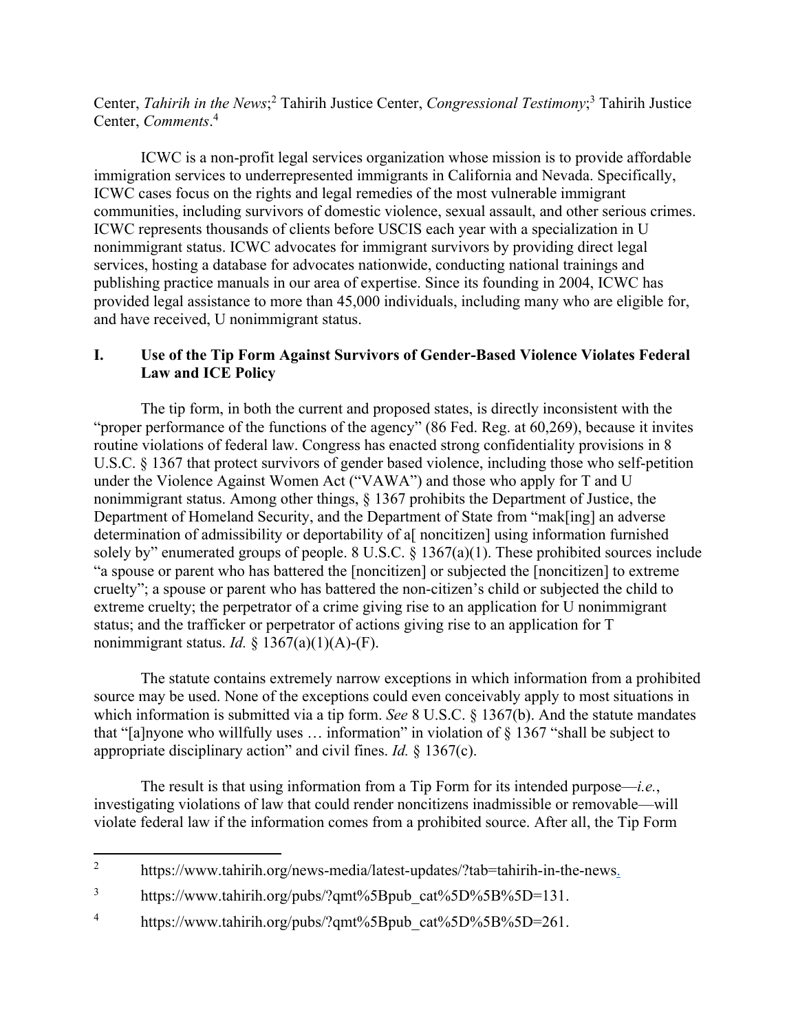Center, *Tahirih in the News*;[2] Tahirih Justice Center, *Congressional Testimony*;[3] Tahirih Justice Center, *Comments*.[4]

ICWC is a non-profit legal services organization whose mission is to provide affordable immigration services to underrepresented immigrants in California and Nevada. Specifically, ICWC cases focus on the rights and legal remedies of the most vulnerable immigrant communities, including survivors of domestic violence, sexual assault, and other serious crimes. ICWC represents thousands of clients before USCIS each year with a specialization in U nonimmigrant status. ICWC advocates for immigrant survivors by providing direct legal services, hosting a database for advocates nationwide, conducting national trainings and publishing practice manuals in our area of expertise. Since its founding in 2004, ICWC has provided legal assistance to more than 45,000 individuals, including many who are eligible for, and have received, U nonimmigrant status.

## I. Use of the Tip Form Against Survivors of Gender-Based Violence Violates Federal Law and ICE Policy

The tip form, in both the current and proposed states, is directly inconsistent with the "proper performance of the functions of the agency" (86 Fed. Reg. at 60,269), because it invites routine violations of federal law. Congress has enacted strong confidentiality provisions in 8 U.S.C. § 1367 that protect survivors of gender based violence, including those who self-petition under the Violence Against Women Act ("VAWA") and those who apply for T and U nonimmigrant status. Among other things, § 1367 prohibits the Department of Justice, the Department of Homeland Security, and the Department of State from "mak[ing] an adverse determination of admissibility or deportability of a[ noncitizen] using information furnished solely by" enumerated groups of people. 8 U.S.C. § 1367(a)(1). These prohibited sources include "a spouse or parent who has battered the [noncitizen] or subjected the [noncitizen] to extreme cruelty"; a spouse or parent who has battered the non-citizen's child or subjected the child to extreme cruelty; the perpetrator of a crime giving rise to an application for U nonimmigrant status; and the trafficker or perpetrator of actions giving rise to an application for T nonimmigrant status. *Id.* § 1367(a)(1)(A)-(F).

The statute contains extremely narrow exceptions in which information from a prohibited source may be used. None of the exceptions could even conceivably apply to most situations in which information is submitted via a tip form. *See* 8 U.S.C. § 1367(b). And the statute mandates that "[a]nyone who willfully uses … information" in violation of § 1367 "shall be subject to appropriate disciplinary action" and civil fines. *Id.* § 1367(c).

The result is that using information from a Tip Form for its intended purpose—*i.e.*, investigating violations of law that could render noncitizens inadmissible or removable—will violate federal law if the information comes from a prohibited source. After all, the Tip Form

---

[2] https://www.tahirih.org/news-media/latest-updates/?tab=tahirih-in-the-news.

[3] https://www.tahirih.org/pubs/?qmt%5Bpub_cat%5D%5B%5D=131.

[4] https://www.tahirih.org/pubs/?qmt%5Bpub_cat%5D%5B%5D=261.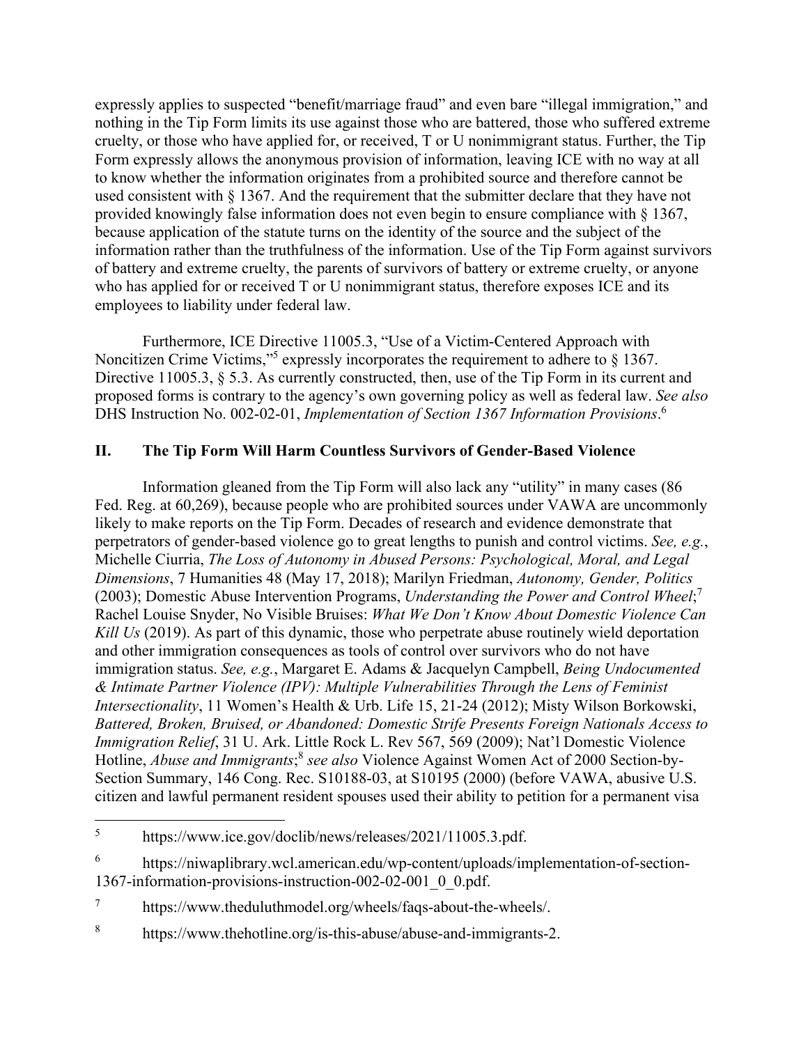expressly applies to suspected "benefit/marriage fraud" and even bare "illegal immigration," and nothing in the Tip Form limits its use against those who are battered, those who suffered extreme cruelty, or those who have applied for, or received, T or U nonimmigrant status. Further, the Tip Form expressly allows the anonymous provision of information, leaving ICE with no way at all to know whether the information originates from a prohibited source and therefore cannot be used consistent with § 1367. And the requirement that the submitter declare that they have not provided knowingly false information does not even begin to ensure compliance with § 1367, because application of the statute turns on the identity of the source and the subject of the information rather than the truthfulness of the information. Use of the Tip Form against survivors of battery and extreme cruelty, the parents of survivors of battery or extreme cruelty, or anyone who has applied for or received T or U nonimmigrant status, therefore exposes ICE and its employees to liability under federal law.

Furthermore, ICE Directive 11005.3, "Use of a Victim-Centered Approach with Noncitizen Crime Victims,"[5] expressly incorporates the requirement to adhere to § 1367. Directive 11005.3, § 5.3. As currently constructed, then, use of the Tip Form in its current and proposed forms is contrary to the agency's own governing policy as well as federal law. *See also* DHS Instruction No. 002-02-01, *Implementation of Section 1367 Information Provisions*.[6]

## II. The Tip Form Will Harm Countless Survivors of Gender-Based Violence

Information gleaned from the Tip Form will also lack any "utility" in many cases (86 Fed. Reg. at 60,269), because people who are prohibited sources under VAWA are uncommonly likely to make reports on the Tip Form. Decades of research and evidence demonstrate that perpetrators of gender-based violence go to great lengths to punish and control victims. *See, e.g.*, Michelle Ciurria, *The Loss of Autonomy in Abused Persons: Psychological, Moral, and Legal Dimensions*, 7 Humanities 48 (May 17, 2018); Marilyn Friedman, *Autonomy, Gender, Politics* (2003); Domestic Abuse Intervention Programs, *Understanding the Power and Control Wheel*;[7] Rachel Louise Snyder, No Visible Bruises: *What We Don't Know About Domestic Violence Can Kill Us* (2019). As part of this dynamic, those who perpetrate abuse routinely wield deportation and other immigration consequences as tools of control over survivors who do not have immigration status. *See, e.g.*, Margaret E. Adams & Jacquelyn Campbell, *Being Undocumented & Intimate Partner Violence (IPV): Multiple Vulnerabilities Through the Lens of Feminist Intersectionality*, 11 Women's Health & Urb. Life 15, 21-24 (2012); Misty Wilson Borkowski, *Battered, Broken, Bruised, or Abandoned: Domestic Strife Presents Foreign Nationals Access to Immigration Relief*, 31 U. Ark. Little Rock L. Rev 567, 569 (2009); Nat'l Domestic Violence Hotline, *Abuse and Immigrants*;[8] *see also* Violence Against Women Act of 2000 Section-by-Section Summary, 146 Cong. Rec. S10188-03, at S10195 (2000) (before VAWA, abusive U.S. citizen and lawful permanent resident spouses used their ability to petition for a permanent visa

---

[5] https://www.ice.gov/doclib/news/releases/2021/11005.3.pdf.

[6] https://niwaplibrary.wcl.american.edu/wp-content/uploads/implementation-of-section-1367-information-provisions-instruction-002-02-001_0_0.pdf.

[7] https://www.theduluthmodel.org/wheels/faqs-about-the-wheels/.

[8] https://www.thehotline.org/is-this-abuse/abuse-and-immigrants-2.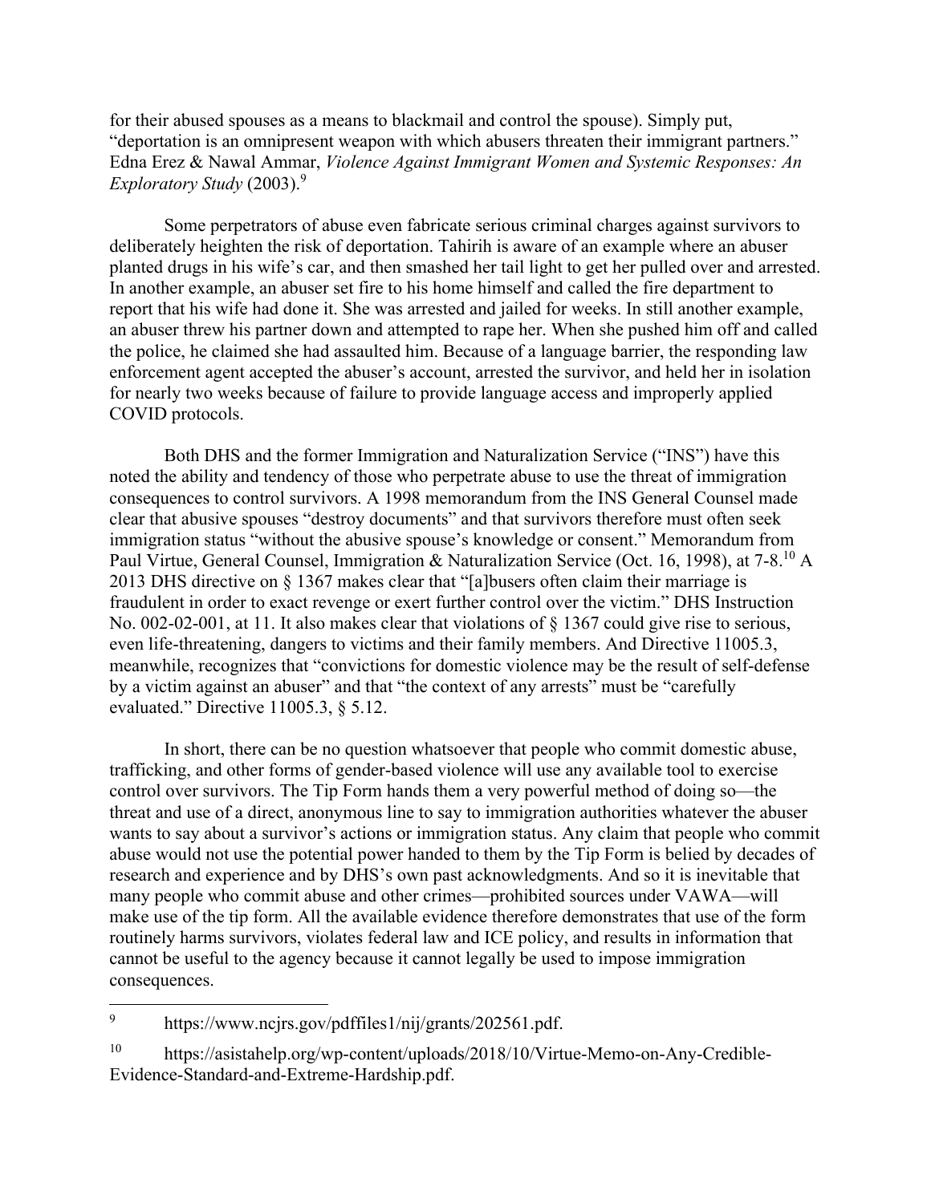for their abused spouses as a means to blackmail and control the spouse). Simply put, "deportation is an omnipresent weapon with which abusers threaten their immigrant partners." Edna Erez & Nawal Ammar, *Violence Against Immigrant Women and Systemic Responses: An Exploratory Study* (2003).[9]

Some perpetrators of abuse even fabricate serious criminal charges against survivors to deliberately heighten the risk of deportation. Tahirih is aware of an example where an abuser planted drugs in his wife's car, and then smashed her tail light to get her pulled over and arrested. In another example, an abuser set fire to his home himself and called the fire department to report that his wife had done it. She was arrested and jailed for weeks. In still another example, an abuser threw his partner down and attempted to rape her. When she pushed him off and called the police, he claimed she had assaulted him. Because of a language barrier, the responding law enforcement agent accepted the abuser's account, arrested the survivor, and held her in isolation for nearly two weeks because of failure to provide language access and improperly applied COVID protocols.

Both DHS and the former Immigration and Naturalization Service ("INS") have this noted the ability and tendency of those who perpetrate abuse to use the threat of immigration consequences to control survivors. A 1998 memorandum from the INS General Counsel made clear that abusive spouses "destroy documents" and that survivors therefore must often seek immigration status "without the abusive spouse's knowledge or consent." Memorandum from Paul Virtue, General Counsel, Immigration & Naturalization Service (Oct. 16, 1998), at 7-8.[10] A 2013 DHS directive on § 1367 makes clear that "[a]busers often claim their marriage is fraudulent in order to exact revenge or exert further control over the victim." DHS Instruction No. 002-02-001, at 11. It also makes clear that violations of § 1367 could give rise to serious, even life-threatening, dangers to victims and their family members. And Directive 11005.3, meanwhile, recognizes that "convictions for domestic violence may be the result of self-defense by a victim against an abuser" and that "the context of any arrests" must be "carefully evaluated." Directive 11005.3, § 5.12.

In short, there can be no question whatsoever that people who commit domestic abuse, trafficking, and other forms of gender-based violence will use any available tool to exercise control over survivors. The Tip Form hands them a very powerful method of doing so—the threat and use of a direct, anonymous line to say to immigration authorities whatever the abuser wants to say about a survivor's actions or immigration status. Any claim that people who commit abuse would not use the potential power handed to them by the Tip Form is belied by decades of research and experience and by DHS's own past acknowledgments. And so it is inevitable that many people who commit abuse and other crimes—prohibited sources under VAWA—will make use of the tip form. All the available evidence therefore demonstrates that use of the form routinely harms survivors, violates federal law and ICE policy, and results in information that cannot be useful to the agency because it cannot legally be used to impose immigration consequences.

---

[9] https://www.ncjrs.gov/pdffiles1/nij/grants/202561.pdf.

[10] https://asistahelp.org/wp-content/uploads/2018/10/Virtue-Memo-on-Any-Credible-Evidence-Standard-and-Extreme-Hardship.pdf.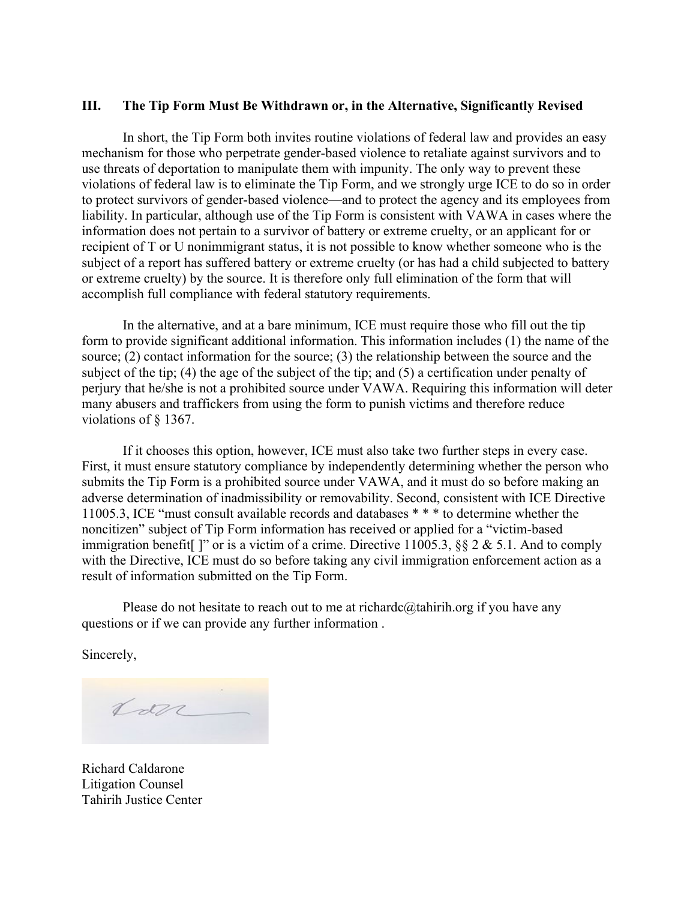## III. The Tip Form Must Be Withdrawn or, in the Alternative, Significantly Revised

In short, the Tip Form both invites routine violations of federal law and provides an easy mechanism for those who perpetrate gender-based violence to retaliate against survivors and to use threats of deportation to manipulate them with impunity. The only way to prevent these violations of federal law is to eliminate the Tip Form, and we strongly urge ICE to do so in order to protect survivors of gender-based violence—and to protect the agency and its employees from liability. In particular, although use of the Tip Form is consistent with VAWA in cases where the information does not pertain to a survivor of battery or extreme cruelty, or an applicant for or recipient of T or U nonimmigrant status, it is not possible to know whether someone who is the subject of a report has suffered battery or extreme cruelty (or has had a child subjected to battery or extreme cruelty) by the source. It is therefore only full elimination of the form that will accomplish full compliance with federal statutory requirements.

In the alternative, and at a bare minimum, ICE must require those who fill out the tip form to provide significant additional information. This information includes (1) the name of the source; (2) contact information for the source; (3) the relationship between the source and the subject of the tip; (4) the age of the subject of the tip; and (5) a certification under penalty of perjury that he/she is not a prohibited source under VAWA. Requiring this information will deter many abusers and traffickers from using the form to punish victims and therefore reduce violations of § 1367.

If it chooses this option, however, ICE must also take two further steps in every case. First, it must ensure statutory compliance by independently determining whether the person who submits the Tip Form is a prohibited source under VAWA, and it must do so before making an adverse determination of inadmissibility or removability. Second, consistent with ICE Directive 11005.3, ICE "must consult available records and databases * * * to determine whether the noncitizen" subject of Tip Form information has received or applied for a "victim-based immigration benefit[ ]" or is a victim of a crime. Directive 11005.3, §§ 2 & 5.1. And to comply with the Directive, ICE must do so before taking any civil immigration enforcement action as a result of information submitted on the Tip Form.

Please do not hesitate to reach out to me at richardc@tahirih.org if you have any questions or if we can provide any further information .

Sincerely,

Richard Caldarone
Litigation Counsel
Tahirih Justice Center